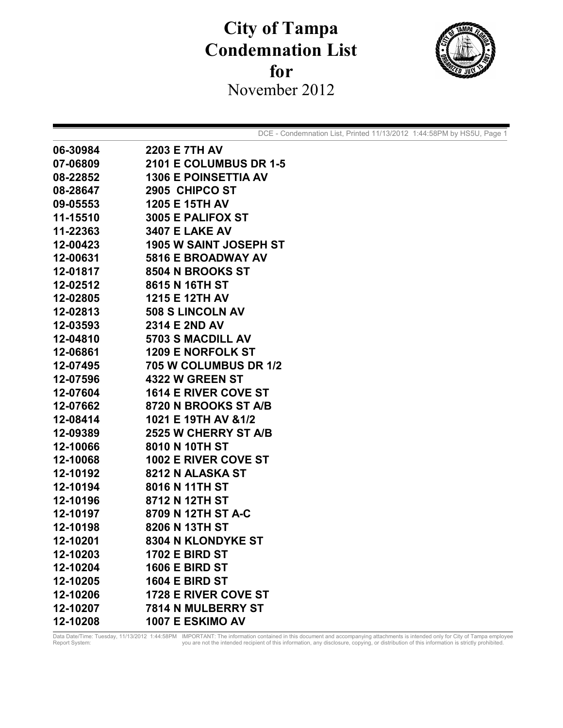# City of Tampa Condemnation List for November 2012

DCE - Condemnation List, Printed 11/13/2012 1:44:58PM by HS5U, Page 1

| | |
|---|---|
| 06-30984 | 2203 E 7TH AV |
| 07-06809 | 2101 E COLUMBUS DR 1-5 |
| 08-22852 | 1306 E POINSETTIA AV |
| 08-28647 | 2905 CHIPCO ST |
| 09-05553 | 1205 E 15TH AV |
| 11-15510 | 3005 E PALIFOX ST |
| 11-22363 | 3407 E LAKE AV |
| 12-00423 | 1905 W SAINT JOSEPH ST |
| 12-00631 | 5816 E BROADWAY AV |
| 12-01817 | 8504 N BROOKS ST |
| 12-02512 | 8615 N 16TH ST |
| 12-02805 | 1215 E 12TH AV |
| 12-02813 | 508 S LINCOLN AV |
| 12-03593 | 2314 E 2ND AV |
| 12-04810 | 5703 S MACDILL AV |
| 12-06861 | 1209 E NORFOLK ST |
| 12-07495 | 705 W COLUMBUS DR 1/2 |
| 12-07596 | 4322 W GREEN ST |
| 12-07604 | 1614 E RIVER COVE ST |
| 12-07662 | 8720 N BROOKS ST A/B |
| 12-08414 | 1021 E 19TH AV &1/2 |
| 12-09389 | 2525 W CHERRY ST A/B |
| 12-10066 | 8010 N 10TH ST |
| 12-10068 | 1002 E RIVER COVE ST |
| 12-10192 | 8212 N ALASKA ST |
| 12-10194 | 8016 N 11TH ST |
| 12-10196 | 8712 N 12TH ST |
| 12-10197 | 8709 N 12TH ST A-C |
| 12-10198 | 8206 N 13TH ST |
| 12-10201 | 8304 N KLONDYKE ST |
| 12-10203 | 1702 E BIRD ST |
| 12-10204 | 1606 E BIRD ST |
| 12-10205 | 1604 E BIRD ST |
| 12-10206 | 1728 E RIVER COVE ST |
| 12-10207 | 7814 N MULBERRY ST |
| 12-10208 | 1007 E ESKIMO AV |

Data Date/Time: Tuesday, 11/13/2012 1:44:58PM
Report System:

IMPORTANT: The information contained in this document and accompanying attachments is intended only for City of Tampa employee you are not the intended recipient of this information, any disclosure, copying, or distribution of this information is strictly prohibited.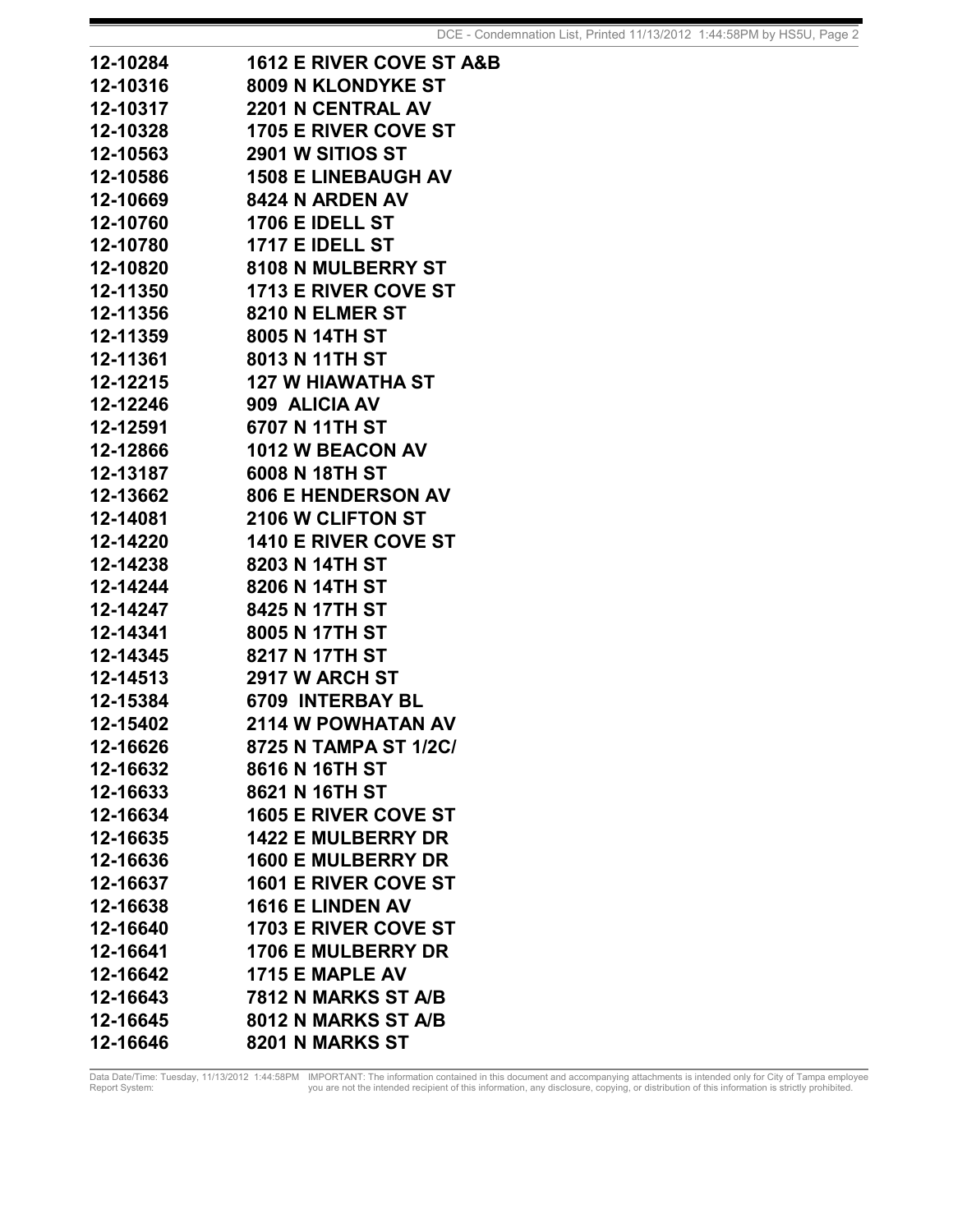| | |
|---|---|
| 12-10284 | 1612 E RIVER COVE ST A&B |
| 12-10316 | 8009 N KLONDYKE ST |
| 12-10317 | 2201 N CENTRAL AV |
| 12-10328 | 1705 E RIVER COVE ST |
| 12-10563 | 2901 W SITIOS ST |
| 12-10586 | 1508 E LINEBAUGH AV |
| 12-10669 | 8424 N ARDEN AV |
| 12-10760 | 1706 E IDELL ST |
| 12-10780 | 1717 E IDELL ST |
| 12-10820 | 8108 N MULBERRY ST |
| 12-11350 | 1713 E RIVER COVE ST |
| 12-11356 | 8210 N ELMER ST |
| 12-11359 | 8005 N 14TH ST |
| 12-11361 | 8013 N 11TH ST |
| 12-12215 | 127 W HIAWATHA ST |
| 12-12246 | 909 ALICIA AV |
| 12-12591 | 6707 N 11TH ST |
| 12-12866 | 1012 W BEACON AV |
| 12-13187 | 6008 N 18TH ST |
| 12-13662 | 806 E HENDERSON AV |
| 12-14081 | 2106 W CLIFTON ST |
| 12-14220 | 1410 E RIVER COVE ST |
| 12-14238 | 8203 N 14TH ST |
| 12-14244 | 8206 N 14TH ST |
| 12-14247 | 8425 N 17TH ST |
| 12-14341 | 8005 N 17TH ST |
| 12-14345 | 8217 N 17TH ST |
| 12-14513 | 2917 W ARCH ST |
| 12-15384 | 6709 INTERBAY BL |
| 12-15402 | 2114 W POWHATAN AV |
| 12-16626 | 8725 N TAMPA ST 1/2C/ |
| 12-16632 | 8616 N 16TH ST |
| 12-16633 | 8621 N 16TH ST |
| 12-16634 | 1605 E RIVER COVE ST |
| 12-16635 | 1422 E MULBERRY DR |
| 12-16636 | 1600 E MULBERRY DR |
| 12-16637 | 1601 E RIVER COVE ST |
| 12-16638 | 1616 E LINDEN AV |
| 12-16640 | 1703 E RIVER COVE ST |
| 12-16641 | 1706 E MULBERRY DR |
| 12-16642 | 1715 E MAPLE AV |
| 12-16643 | 7812 N MARKS ST A/B |
| 12-16645 | 8012 N MARKS ST A/B |
| 12-16646 | 8201 N MARKS ST |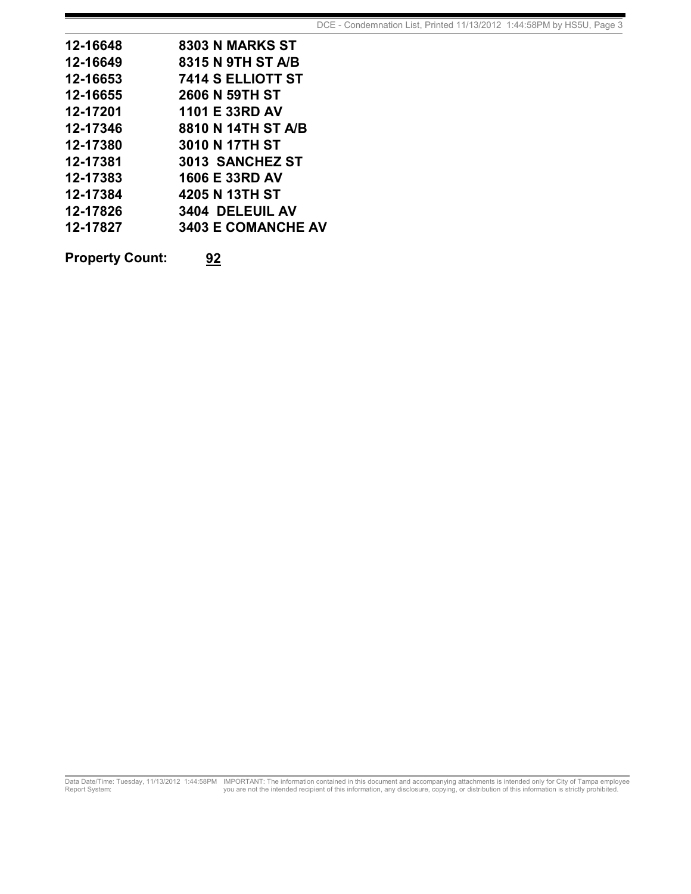| | |
|---|---|
| **12-16648** | **8303 N MARKS ST** |
| **12-16649** | **8315 N 9TH ST A/B** |
| **12-16653** | **7414 S ELLIOTT ST** |
| **12-16655** | **2606 N 59TH ST** |
| **12-17201** | **1101 E 33RD AV** |
| **12-17346** | **8810 N 14TH ST A/B** |
| **12-17380** | **3010 N 17TH ST** |
| **12-17381** | **3013 SANCHEZ ST** |
| **12-17383** | **1606 E 33RD AV** |
| **12-17384** | **4205 N 13TH ST** |
| **12-17826** | **3404 DELEUIL AV** |
| **12-17827** | **3403 E COMANCHE AV** |

**Property Count:** **92**

Data Date/Time: Tuesday, 11/13/2012 1:44:58PM
Report System:

IMPORTANT: The information contained in this document and accompanying attachments is intended only for City of Tampa employee you are not the intended recipient of this information, any disclosure, copying, or distribution of this information is strictly prohibited.